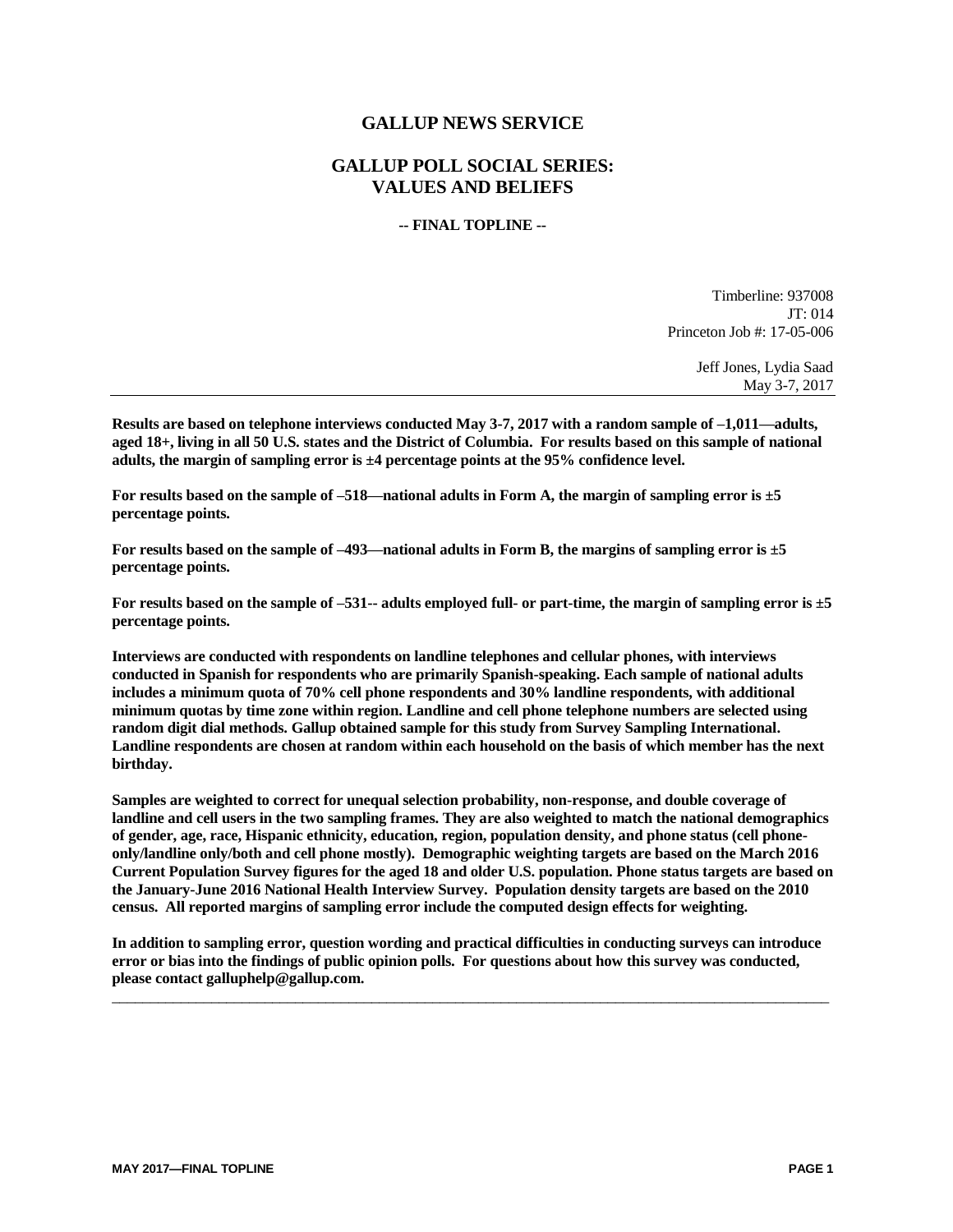# GALLUP NEWS SERVICE

## GALLUP POLL SOCIAL SERIES: VALUES AND BELIEFS

**-- FINAL TOPLINE --**

Timberline: 937008
JT: 014
Princeton Job #: 17-05-006

Jeff Jones, Lydia Saad
May 3-7, 2017

---

**Results are based on telephone interviews conducted May 3-7, 2017 with a random sample of –1,011—adults, aged 18+, living in all 50 U.S. states and the District of Columbia. For results based on this sample of national adults, the margin of sampling error is ±4 percentage points at the 95% confidence level.**

**For results based on the sample of –518—national adults in Form A, the margin of sampling error is ±5 percentage points.**

**For results based on the sample of –493—national adults in Form B, the margins of sampling error is ±5 percentage points.**

**For results based on the sample of –531-- adults employed full- or part-time, the margin of sampling error is ±5 percentage points.**

**Interviews are conducted with respondents on landline telephones and cellular phones, with interviews conducted in Spanish for respondents who are primarily Spanish-speaking. Each sample of national adults includes a minimum quota of 70% cell phone respondents and 30% landline respondents, with additional minimum quotas by time zone within region. Landline and cell phone telephone numbers are selected using random digit dial methods. Gallup obtained sample for this study from Survey Sampling International. Landline respondents are chosen at random within each household on the basis of which member has the next birthday.**

**Samples are weighted to correct for unequal selection probability, non-response, and double coverage of landline and cell users in the two sampling frames. They are also weighted to match the national demographics of gender, age, race, Hispanic ethnicity, education, region, population density, and phone status (cell phone-only/landline only/both and cell phone mostly). Demographic weighting targets are based on the March 2016 Current Population Survey figures for the aged 18 and older U.S. population. Phone status targets are based on the January-June 2016 National Health Interview Survey. Population density targets are based on the 2010 census. All reported margins of sampling error include the computed design effects for weighting.**

**In addition to sampling error, question wording and practical difficulties in conducting surveys can introduce error or bias into the findings of public opinion polls. For questions about how this survey was conducted, please contact galluphelp@gallup.com.**

---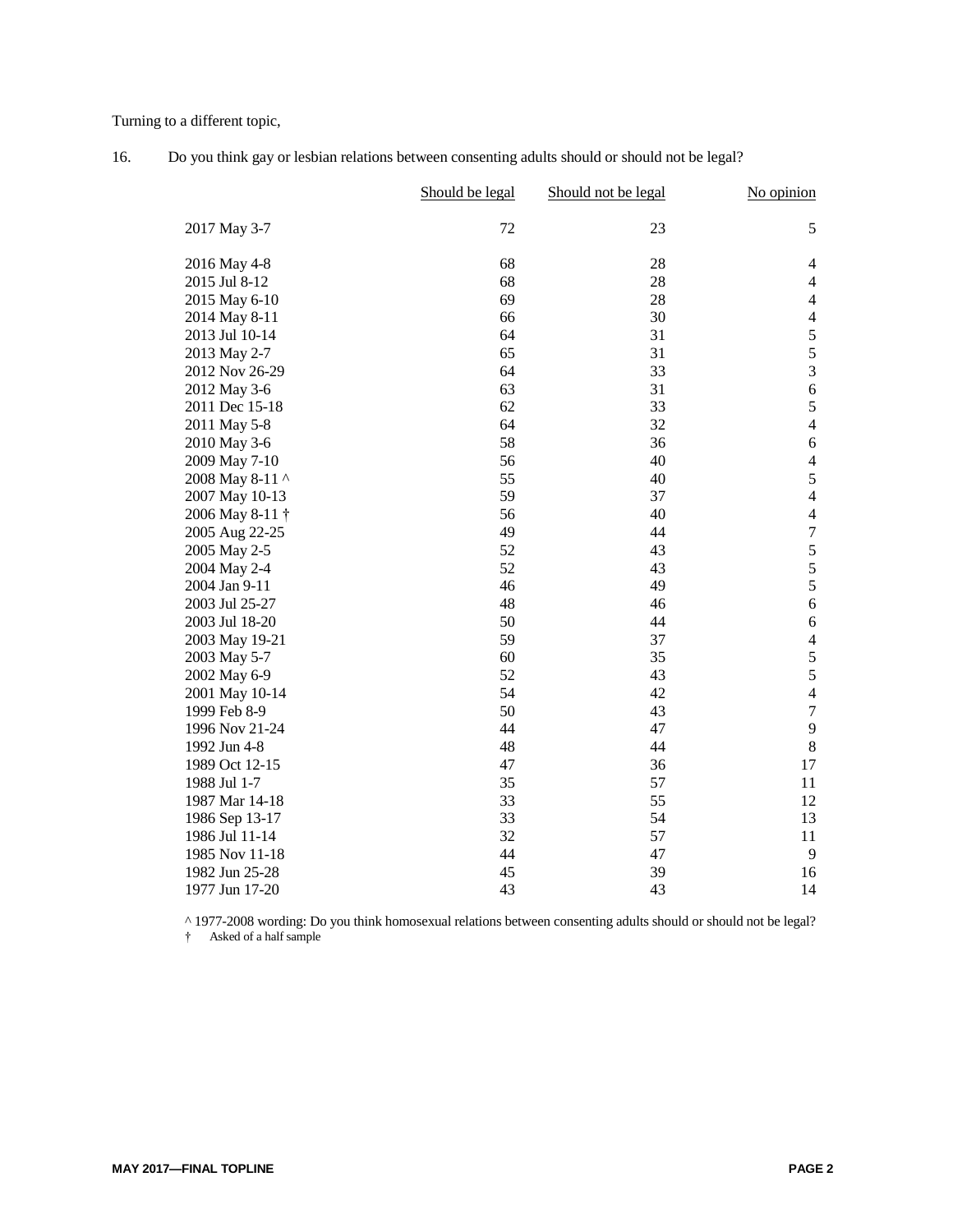Turning to a different topic,

16. Do you think gay or lesbian relations between consenting adults should or should not be legal?

| | Should be legal | Should not be legal | No opinion |
|---|---|---|---|
| 2017 May 3-7 | 72 | 23 | 5 |
| 2016 May 4-8 | 68 | 28 | 4 |
| 2015 Jul 8-12 | 68 | 28 | 4 |
| 2015 May 6-10 | 69 | 28 | 4 |
| 2014 May 8-11 | 66 | 30 | 4 |
| 2013 Jul 10-14 | 64 | 31 | 5 |
| 2013 May 2-7 | 65 | 31 | 5 |
| 2012 Nov 26-29 | 64 | 33 | 3 |
| 2012 May 3-6 | 63 | 31 | 6 |
| 2011 Dec 15-18 | 62 | 33 | 5 |
| 2011 May 5-8 | 64 | 32 | 4 |
| 2010 May 3-6 | 58 | 36 | 6 |
| 2009 May 7-10 | 56 | 40 | 4 |
| 2008 May 8-11 ^ | 55 | 40 | 5 |
| 2007 May 10-13 | 59 | 37 | 4 |
| 2006 May 8-11 † | 56 | 40 | 4 |
| 2005 Aug 22-25 | 49 | 44 | 7 |
| 2005 May 2-5 | 52 | 43 | 5 |
| 2004 May 2-4 | 52 | 43 | 5 |
| 2004 Jan 9-11 | 46 | 49 | 5 |
| 2003 Jul 25-27 | 48 | 46 | 6 |
| 2003 Jul 18-20 | 50 | 44 | 6 |
| 2003 May 19-21 | 59 | 37 | 4 |
| 2003 May 5-7 | 60 | 35 | 5 |
| 2002 May 6-9 | 52 | 43 | 5 |
| 2001 May 10-14 | 54 | 42 | 4 |
| 1999 Feb 8-9 | 50 | 43 | 7 |
| 1996 Nov 21-24 | 44 | 47 | 9 |
| 1992 Jun 4-8 | 48 | 44 | 8 |
| 1989 Oct 12-15 | 47 | 36 | 17 |
| 1988 Jul 1-7 | 35 | 57 | 11 |
| 1987 Mar 14-18 | 33 | 55 | 12 |
| 1986 Sep 13-17 | 33 | 54 | 13 |
| 1986 Jul 11-14 | 32 | 57 | 11 |
| 1985 Nov 11-18 | 44 | 47 | 9 |
| 1982 Jun 25-28 | 45 | 39 | 16 |
| 1977 Jun 17-20 | 43 | 43 | 14 |

^ 1977-2008 wording: Do you think homosexual relations between consenting adults should or should not be legal?

† Asked of a half sample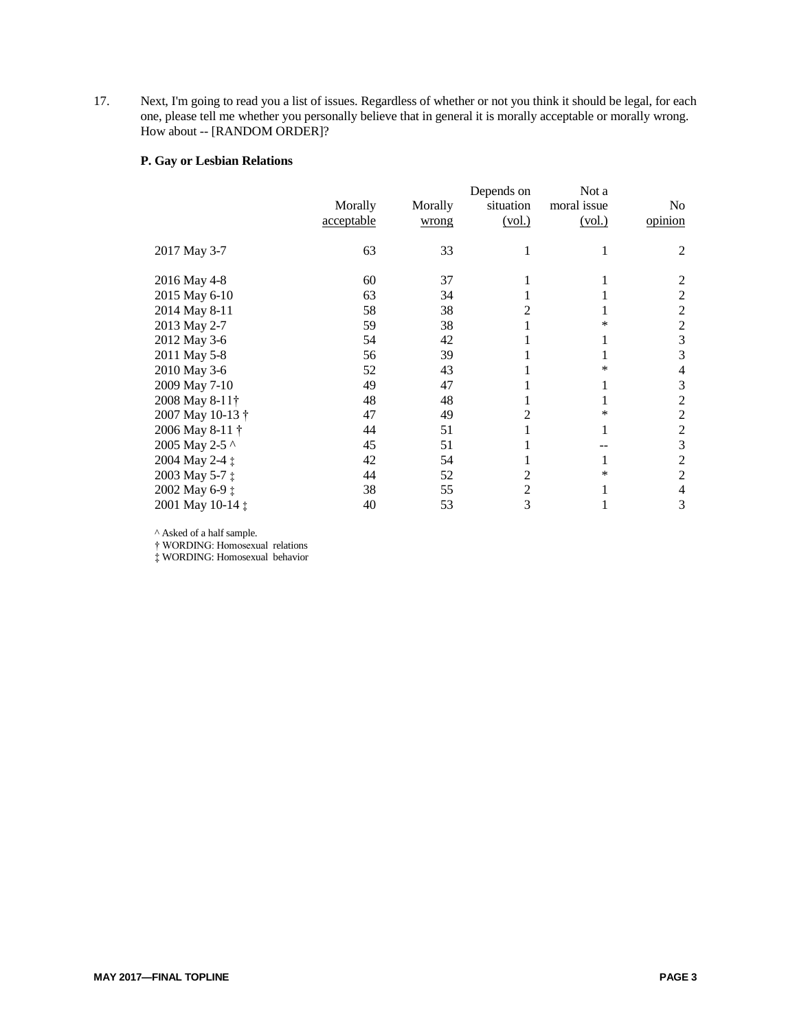17. Next, I'm going to read you a list of issues. Regardless of whether or not you think it should be legal, for each one, please tell me whether you personally believe that in general it is morally acceptable or morally wrong. How about -- [RANDOM ORDER]?

**P. Gay or Lesbian Relations**

| | Morally acceptable | Morally wrong | Depends on situation (vol.) | Not a moral issue (vol.) | No opinion |
|---|---|---|---|---|---|
| 2017 May 3-7 | 63 | 33 | 1 | 1 | 2 |
| 2016 May 4-8 | 60 | 37 | 1 | 1 | 2 |
| 2015 May 6-10 | 63 | 34 | 1 | 1 | 2 |
| 2014 May 8-11 | 58 | 38 | 2 | 1 | 2 |
| 2013 May 2-7 | 59 | 38 | 1 | * | 2 |
| 2012 May 3-6 | 54 | 42 | 1 | 1 | 3 |
| 2011 May 5-8 | 56 | 39 | 1 | 1 | 3 |
| 2010 May 3-6 | 52 | 43 | 1 | * | 4 |
| 2009 May 7-10 | 49 | 47 | 1 | 1 | 3 |
| 2008 May 8-11† | 48 | 48 | 1 | 1 | 2 |
| 2007 May 10-13 † | 47 | 49 | 2 | * | 2 |
| 2006 May 8-11 † | 44 | 51 | 1 | 1 | 2 |
| 2005 May 2-5 ^ | 45 | 51 | 1 | -- | 3 |
| 2004 May 2-4 ‡ | 42 | 54 | 1 | 1 | 2 |
| 2003 May 5-7 ‡ | 44 | 52 | 2 | * | 2 |
| 2002 May 6-9 ‡ | 38 | 55 | 2 | 1 | 4 |
| 2001 May 10-14 ‡ | 40 | 53 | 3 | 1 | 3 |

^ Asked of a half sample.
† WORDING: Homosexual relations
‡ WORDING: Homosexual behavior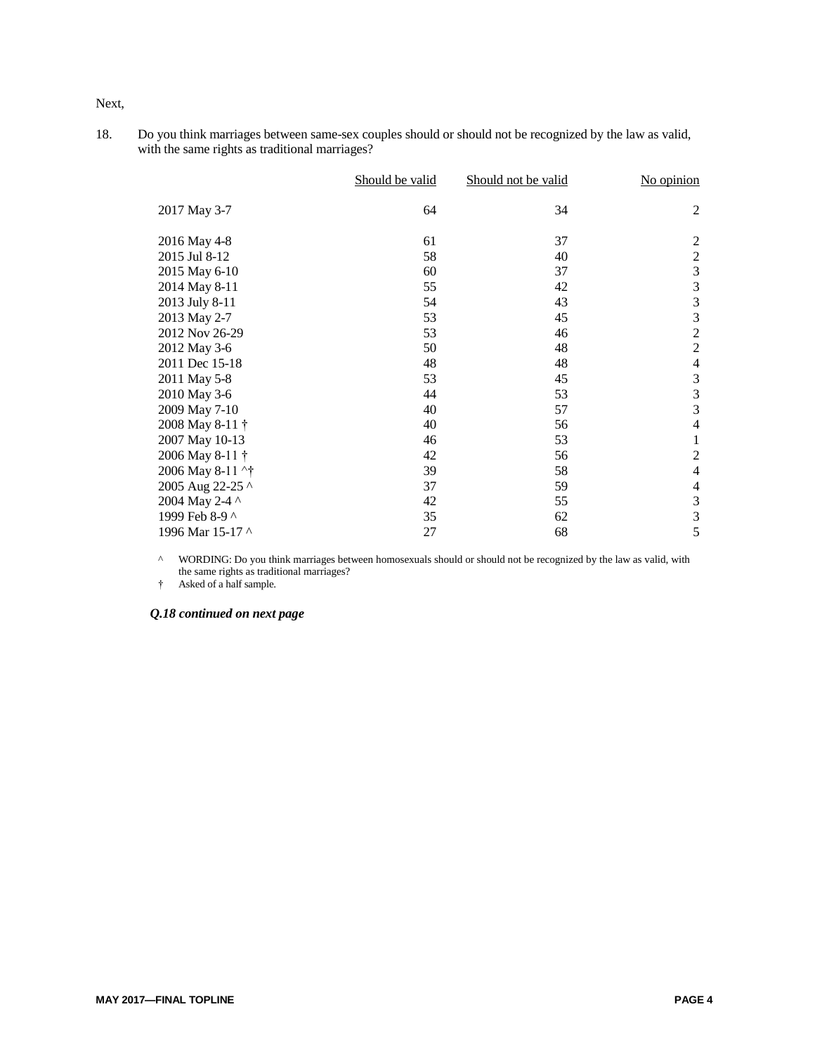Next,

18. Do you think marriages between same-sex couples should or should not be recognized by the law as valid, with the same rights as traditional marriages?

| | Should be valid | Should not be valid | No opinion |
|---|---|---|---|
| 2017 May 3-7 | 64 | 34 | 2 |
| 2016 May 4-8 | 61 | 37 | 2 |
| 2015 Jul 8-12 | 58 | 40 | 2 |
| 2015 May 6-10 | 60 | 37 | 3 |
| 2014 May 8-11 | 55 | 42 | 3 |
| 2013 July 8-11 | 54 | 43 | 3 |
| 2013 May 2-7 | 53 | 45 | 3 |
| 2012 Nov 26-29 | 53 | 46 | 2 |
| 2012 May 3-6 | 50 | 48 | 2 |
| 2011 Dec 15-18 | 48 | 48 | 4 |
| 2011 May 5-8 | 53 | 45 | 3 |
| 2010 May 3-6 | 44 | 53 | 3 |
| 2009 May 7-10 | 40 | 57 | 3 |
| 2008 May 8-11 † | 40 | 56 | 4 |
| 2007 May 10-13 | 46 | 53 | 1 |
| 2006 May 8-11 † | 42 | 56 | 2 |
| 2006 May 8-11 ^† | 39 | 58 | 4 |
| 2005 Aug 22-25 ^ | 37 | 59 | 4 |
| 2004 May 2-4 ^ | 42 | 55 | 3 |
| 1999 Feb 8-9 ^ | 35 | 62 | 3 |
| 1996 Mar 15-17 ^ | 27 | 68 | 5 |

^ WORDING: Do you think marriages between homosexuals should or should not be recognized by the law as valid, with the same rights as traditional marriages?

† Asked of a half sample.

***Q.18 continued on next page***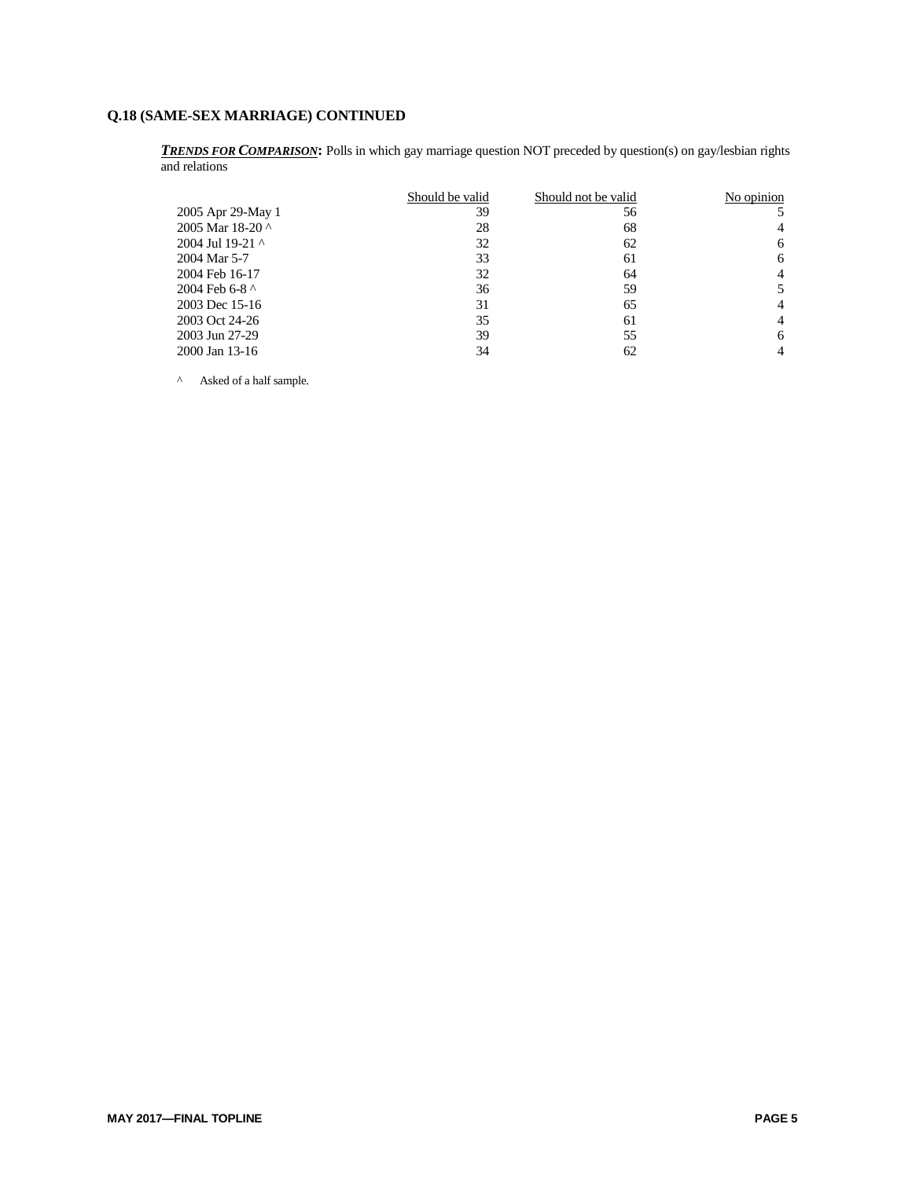## Q.18 (SAME-SEX MARRIAGE) CONTINUED

***Trends for Comparison*:** Polls in which gay marriage question NOT preceded by question(s) on gay/lesbian rights and relations

| | Should be valid | Should not be valid | No opinion |
|---|---|---|---|
| 2005 Apr 29-May 1 | 39 | 56 | 5 |
| 2005 Mar 18-20 ^ | 28 | 68 | 4 |
| 2004 Jul 19-21 ^ | 32 | 62 | 6 |
| 2004 Mar 5-7 | 33 | 61 | 6 |
| 2004 Feb 16-17 | 32 | 64 | 4 |
| 2004 Feb 6-8 ^ | 36 | 59 | 5 |
| 2003 Dec 15-16 | 31 | 65 | 4 |
| 2003 Oct 24-26 | 35 | 61 | 4 |
| 2003 Jun 27-29 | 39 | 55 | 6 |
| 2000 Jan 13-16 | 34 | 62 | 4 |

^ Asked of a half sample.